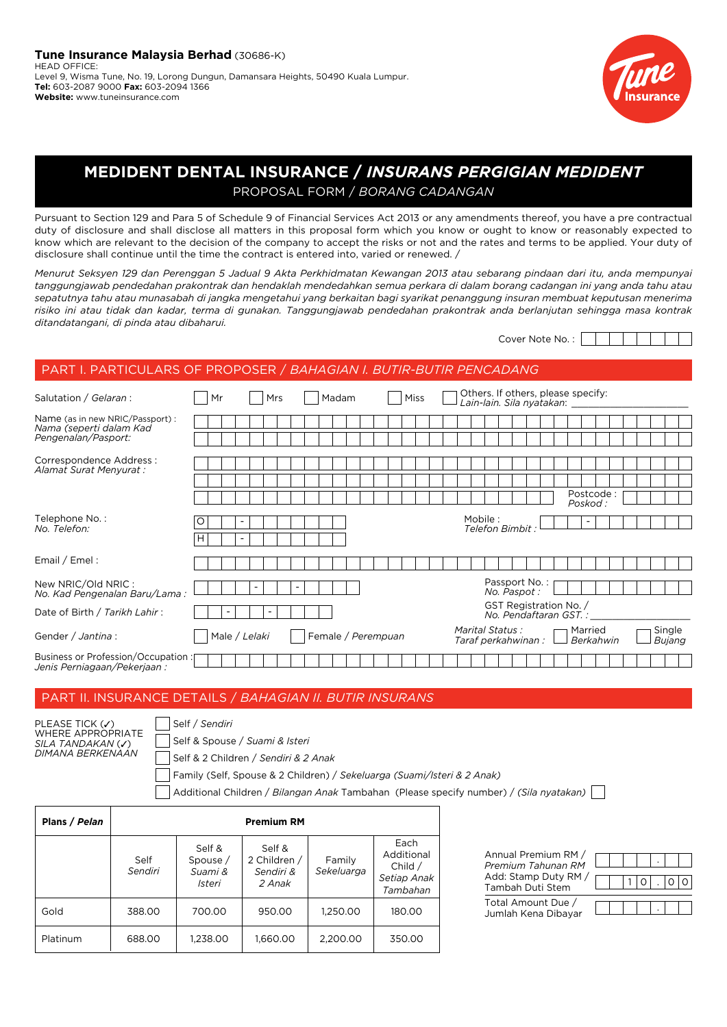**Tune Insurance Malaysia Berhad** (30686-K)
HEAD OFFICE:
Level 9, Wisma Tune, No. 19, Lorong Dungun, Damansara Heights, 50490 Kuala Lumpur.
**Tel:** 603-2087 9000 **Fax:** 603-2094 1366
**Website:** www.tuneinsurance.com

# MEDIDENT DENTAL INSURANCE / *INSURANS PERGIGIAN MEDIDENT*

PROPOSAL FORM / *BORANG CADANGAN*

Pursuant to Section 129 and Para 5 of Schedule 9 of Financial Services Act 2013 or any amendments thereof, you have a pre contractual duty of disclosure and shall disclose all matters in this proposal form which you know or ought to know or reasonably expected to know which are relevant to the decision of the company to accept the risks or not and the rates and terms to be applied. Your duty of disclosure shall continue until the time the contract is entered into, varied or renewed. /

*Menurut Seksyen 129 dan Perenggan 5 Jadual 9 Akta Perkhidmatan Kewangan 2013 atau sebarang pindaan dari itu, anda mempunyai tanggungjawab pendedahan prakontrak dan hendaklah mendedahkan semua perkara di dalam borang cadangan ini yang anda tahu atau sepatutnya tahu atau munasabah di jangka mengetahui yang berkaitan bagi syarikat penanggung insuran membuat keputusan menerima risiko ini atau tidak dan kadar, terma di gunakan. Tanggungjawab pendedahan prakontrak anda berlanjutan sehingga masa kontrak ditandatangani, di pinda atau dibaharui.*

Cover Note No. :

## PART I. PARTICULARS OF PROPOSER / *BAHAGIAN I. BUTIR-BUTIR PENCADANG*

Salutation / *Gelaran* : ☐ Mr ☐ Mrs ☐ Madam ☐ Miss ☐ Others. If others, please specify: / *Lain-lain. Sila nyatakan*: ______________

Name (as in new NRIC/Passport) : / *Nama (seperti dalam Kad Pengenalan/Pasport:*

Correspondence Address : / *Alamat Surat Menyurat :*

Postcode : / *Poskod :*

Telephone No. : / *No. Telefon:* O ___ - ______ H ___ - ______

Mobile : / *Telefon Bimbit :* ___ - ______

Email / Emel :

New NRIC/Old NRIC : / *No. Kad Pengenalan Baru/Lama :* ______ - __ - ____

Passport No. : / *No. Paspot :*

Date of Birth / *Tarikh Lahir* : __ - __ - ____

GST Registration No. / *No. Pendaftaran GST.* : ______________

Gender / *Jantina* : ☐ Male / *Lelaki* ☐ Female / *Perempuan*

*Marital Status : / Taraf perkahwinan :* ☐ Married / *Berkahwin* ☐ Single / *Bujang*

Business or Profession/Occupation : / *Jenis Perniagaan/Pekerjaan :*

## PART II. INSURANCE DETAILS / *BAHAGIAN II. BUTIR INSURANS*

PLEASE TICK (✓) WHERE APPROPRIATE / *SILA TANDAKAN (✓) DIMANA BERKENAAN*

- ☐ Self / *Sendiri*
- ☐ Self & Spouse / *Suami & Isteri*
- ☐ Self & 2 Children / *Sendiri & 2 Anak*
- ☐ Family (Self, Spouse & 2 Children) / *Sekeluarga (Suami/Isteri & 2 Anak)*
- ☐ Additional Children / *Bilangan Anak* Tambahan (Please specify number) / *(Sila nyatakan)* ☐

| **Plans / *Pelan*** | **Premium RM** | | | | |
|---|---|---|---|---|---|
| | Self *Sendiri* | Self & Spouse / *Suami & Isteri* | Self & 2 Children / *Sendiri & 2 Anak* | Family *Sekeluarga* | Each Additional Child / *Setiap Anak Tambahan* |
| Gold | 388.00 | 700.00 | 950.00 | 1,250.00 | 180.00 |
| Platinum | 688.00 | 1,238.00 | 1,660.00 | 2,200.00 | 350.00 |

Annual Premium RM / *Premium Tahunan RM* : ____ . __

Add: Stamp Duty RM / Tambah Duti Stem : 10 . 00

Total Amount Due / Jumlah Kena Dibayar : ____ . __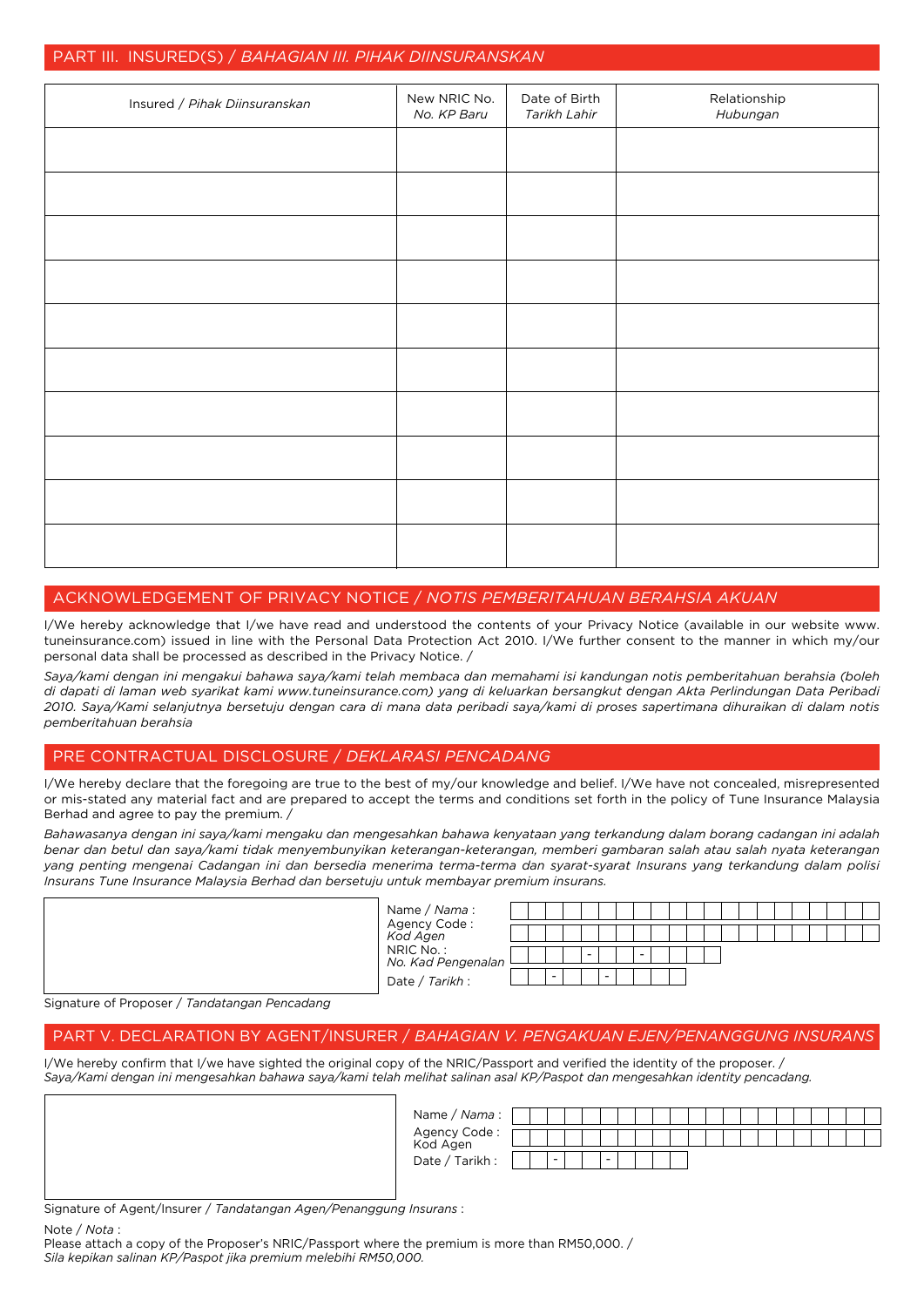## PART III. INSURED(S) / *BAHAGIAN III. PIHAK DIINSURANSKAN*

| Insured / *Pihak Diinsuranskan* | New NRIC No. *No. KP Baru* | Date of Birth *Tarikh Lahir* | Relationship *Hubungan* |
|---|---|---|---|
| | | | |
| | | | |
| | | | |
| | | | |
| | | | |
| | | | |
| | | | |
| | | | |
| | | | |
| | | | |

## ACKNOWLEDGEMENT OF PRIVACY NOTICE / *NOTIS PEMBERITAHUAN BERAHSIA AKUAN*

I/We hereby acknowledge that I/we have read and understood the contents of your Privacy Notice (available in our website www.tuneinsurance.com) issued in line with the Personal Data Protection Act 2010. I/We further consent to the manner in which my/our personal data shall be processed as described in the Privacy Notice. /

*Saya/kami dengan ini mengakui bahawa saya/kami telah membaca dan memahami isi kandungan notis pemberitahuan berahsia (boleh di dapati di laman web syarikat kami www.tuneinsurance.com) yang di keluarkan bersangkut dengan Akta Perlindungan Data Peribadi 2010. Saya/Kami selanjutnya bersetuju dengan cara di mana data peribadi saya/kami di proses sapertimana dihuraikan di dalam notis pemberitahuan berahsia*

## PRE CONTRACTUAL DISCLOSURE / *DEKLARASI PENCADANG*

I/We hereby declare that the foregoing are true to the best of my/our knowledge and belief. I/We have not concealed, misrepresented or mis-stated any material fact and are prepared to accept the terms and conditions set forth in the policy of Tune Insurance Malaysia Berhad and agree to pay the premium. /

*Bahawasanya dengan ini saya/kami mengaku dan mengesahkan bahawa kenyataan yang terkandung dalam borang cadangan ini adalah benar dan betul dan saya/kami tidak menyembunyikan keterangan-keterangan, memberi gambaran salah atau salah nyata keterangan yang penting mengenai Cadangan ini dan bersedia menerima terma-terma dan syarat-syarat Insurans yang terkandung dalam polisi Insurans Tune Insurance Malaysia Berhad dan bersetuju untuk membayar premium insurans.*

Name / *Nama* :

Agency Code : *Kod Agen*

NRIC No. : *No. Kad Pengenalan* &nbsp; \_ \_ \_ \_ \_ \_ - \_ \_ - \_ \_ \_ \_

Date / *Tarikh* : \_ \_ - \_ \_ - \_ \_ \_ \_

Signature of Proposer / *Tandatangan Pencadang*

## PART V. DECLARATION BY AGENT/INSURER / *BAHAGIAN V. PENGAKUAN EJEN/PENANGGUNG INSURANS*

I/We hereby confirm that I/we have sighted the original copy of the NRIC/Passport and verified the identity of the proposer. /
*Saya/Kami dengan ini mengesahkan bahawa saya/kami telah melihat salinan asal KP/Paspot dan mengesahkan identity pencadang.*

Name / *Nama* :

Agency Code : Kod Agen

Date / Tarikh : \_ \_ - \_ \_ - \_ \_ \_ \_

Signature of Agent/Insurer / *Tandatangan Agen/Penanggung Insurans* :

Note / *Nota* :
Please attach a copy of the Proposer's NRIC/Passport where the premium is more than RM50,000. /
*Sila kepikan salinan KP/Paspot jika premium melebihi RM50,000.*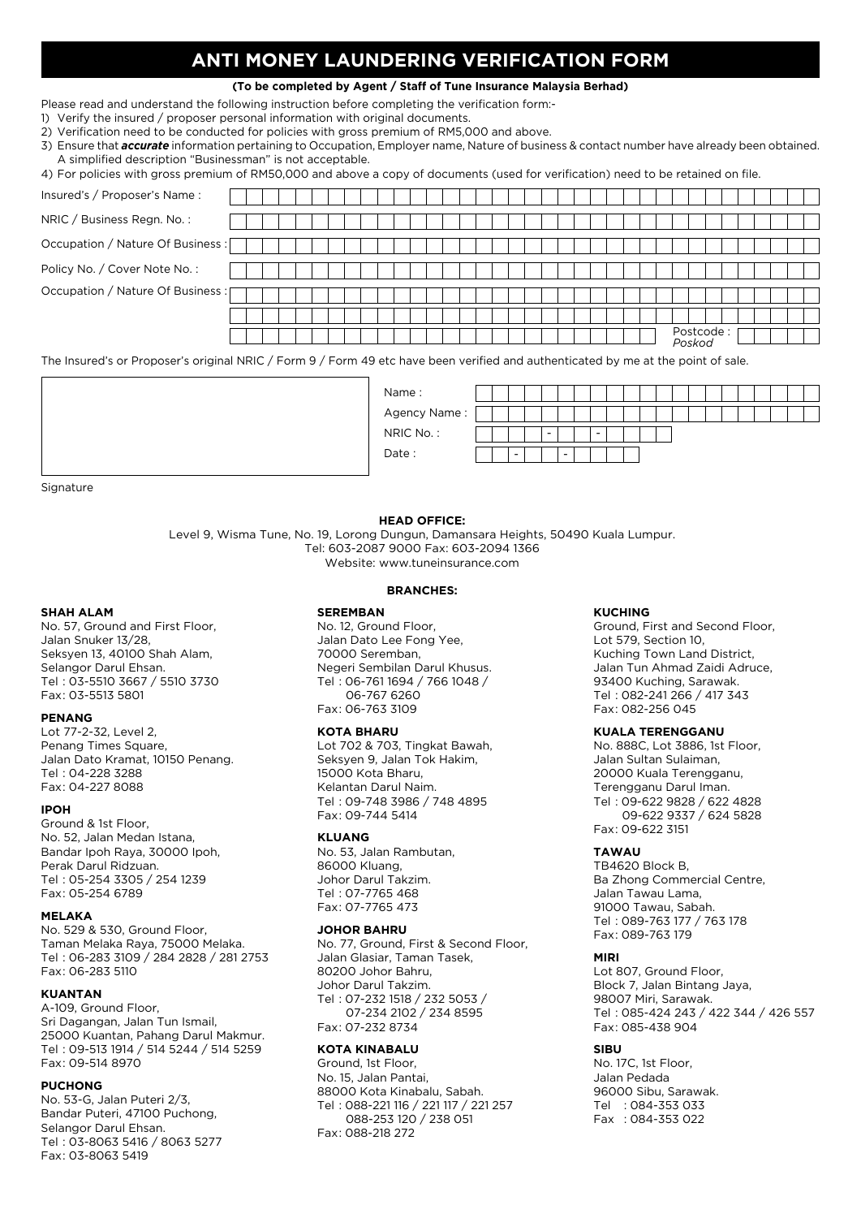# ANTI MONEY LAUNDERING VERIFICATION FORM

**(To be completed by Agent / Staff of Tune Insurance Malaysia Berhad)**

Please read and understand the following instruction before completing the verification form:-

1) Verify the insured / proposer personal information with original documents.
2) Verification need to be conducted for policies with gross premium of RM5,000 and above.
3) Ensure that ***accurate*** information pertaining to Occupation, Employer name, Nature of business & contact number have already been obtained. A simplified description "Businessman" is not acceptable.
4) For policies with gross premium of RM50,000 and above a copy of documents (used for verification) need to be retained on file.

Insured's / Proposer's Name :

NRIC / Business Regn. No. :

Occupation / Nature Of Business :

Policy No. / Cover Note No. :

Occupation / Nature Of Business :

Postcode : *Poskod*

The Insured's or Proposer's original NRIC / Form 9 / Form 49 etc have been verified and authenticated by me at the point of sale.

Name :

Agency Name :

NRIC No. : - -

Date : - -

Signature

**HEAD OFFICE:**

Level 9, Wisma Tune, No. 19, Lorong Dungun, Damansara Heights, 50490 Kuala Lumpur.
Tel: 603-2087 9000 Fax: 603-2094 1366
Website: www.tuneinsurance.com

**BRANCHES:**

**SHAH ALAM**
No. 57, Ground and First Floor,
Jalan Snuker 13/28,
Seksyen 13, 40100 Shah Alam,
Selangor Darul Ehsan.
Tel : 03-5510 3667 / 5510 3730
Fax: 03-5513 5801

**PENANG**
Lot 77-2-32, Level 2,
Penang Times Square,
Jalan Dato Kramat, 10150 Penang.
Tel : 04-228 3288
Fax: 04-227 8088

**IPOH**
Ground & 1st Floor,
No. 52, Jalan Medan Istana,
Bandar Ipoh Raya, 30000 Ipoh,
Perak Darul Ridzuan.
Tel : 05-254 3305 / 254 1239
Fax: 05-254 6789

**MELAKA**
No. 529 & 530, Ground Floor,
Taman Melaka Raya, 75000 Melaka.
Tel : 06-283 3109 / 284 2828 / 281 2753
Fax: 06-283 5110

**KUANTAN**
A-109, Ground Floor,
Sri Dagangan, Jalan Tun Ismail,
25000 Kuantan, Pahang Darul Makmur.
Tel : 09-513 1914 / 514 5244 / 514 5259
Fax: 09-514 8970

**PUCHONG**
No. 53-G, Jalan Puteri 2/3,
Bandar Puteri, 47100 Puchong,
Selangor Darul Ehsan.
Tel : 03-8063 5416 / 8063 5277
Fax: 03-8063 5419

**SEREMBAN**
No. 12, Ground Floor,
Jalan Dato Lee Fong Yee,
70000 Seremban,
Negeri Sembilan Darul Khusus.
Tel : 06-761 1694 / 766 1048 / 06-767 6260
Fax: 06-763 3109

**KOTA BHARU**
Lot 702 & 703, Tingkat Bawah,
Seksyen 9, Jalan Tok Hakim,
15000 Kota Bharu,
Kelantan Darul Naim.
Tel : 09-748 3986 / 748 4895
Fax: 09-744 5414

**KLUANG**
No. 53, Jalan Rambutan,
86000 Kluang,
Johor Darul Takzim.
Tel : 07-7765 468
Fax: 07-7765 473

**JOHOR BAHRU**
No. 77, Ground, First & Second Floor,
Jalan Glasiar, Taman Tasek,
80200 Johor Bahru,
Johor Darul Takzim.
Tel : 07-232 1518 / 232 5053 / 07-234 2102 / 234 8595
Fax: 07-232 8734

**KOTA KINABALU**
Ground, 1st Floor,
No. 15, Jalan Pantai,
88000 Kota Kinabalu, Sabah.
Tel : 088-221 116 / 221 117 / 221 257 088-253 120 / 238 051
Fax: 088-218 272

**KUCHING**
Ground, First and Second Floor,
Lot 579, Section 10,
Kuching Town Land District,
Jalan Tun Ahmad Zaidi Adruce,
93400 Kuching, Sarawak.
Tel : 082-241 266 / 417 343
Fax: 082-256 045

**KUALA TERENGGANU**
No. 888C, Lot 3886, 1st Floor,
Jalan Sultan Sulaiman,
20000 Kuala Terengganu,
Terengganu Darul Iman.
Tel : 09-622 9828 / 622 4828 09-622 9337 / 624 5828
Fax: 09-622 3151

**TAWAU**
TB4620 Block B,
Ba Zhong Commercial Centre,
Jalan Tawau Lama,
91000 Tawau, Sabah.
Tel : 089-763 177 / 763 178
Fax: 089-763 179

**MIRI**
Lot 807, Ground Floor,
Block 7, Jalan Bintang Jaya,
98007 Miri, Sarawak.
Tel : 085-424 243 / 422 344 / 426 557
Fax: 085-438 904

**SIBU**
No. 17C, 1st Floor,
Jalan Pedada
96000 Sibu, Sarawak.
Tel : 084-353 033
Fax : 084-353 022